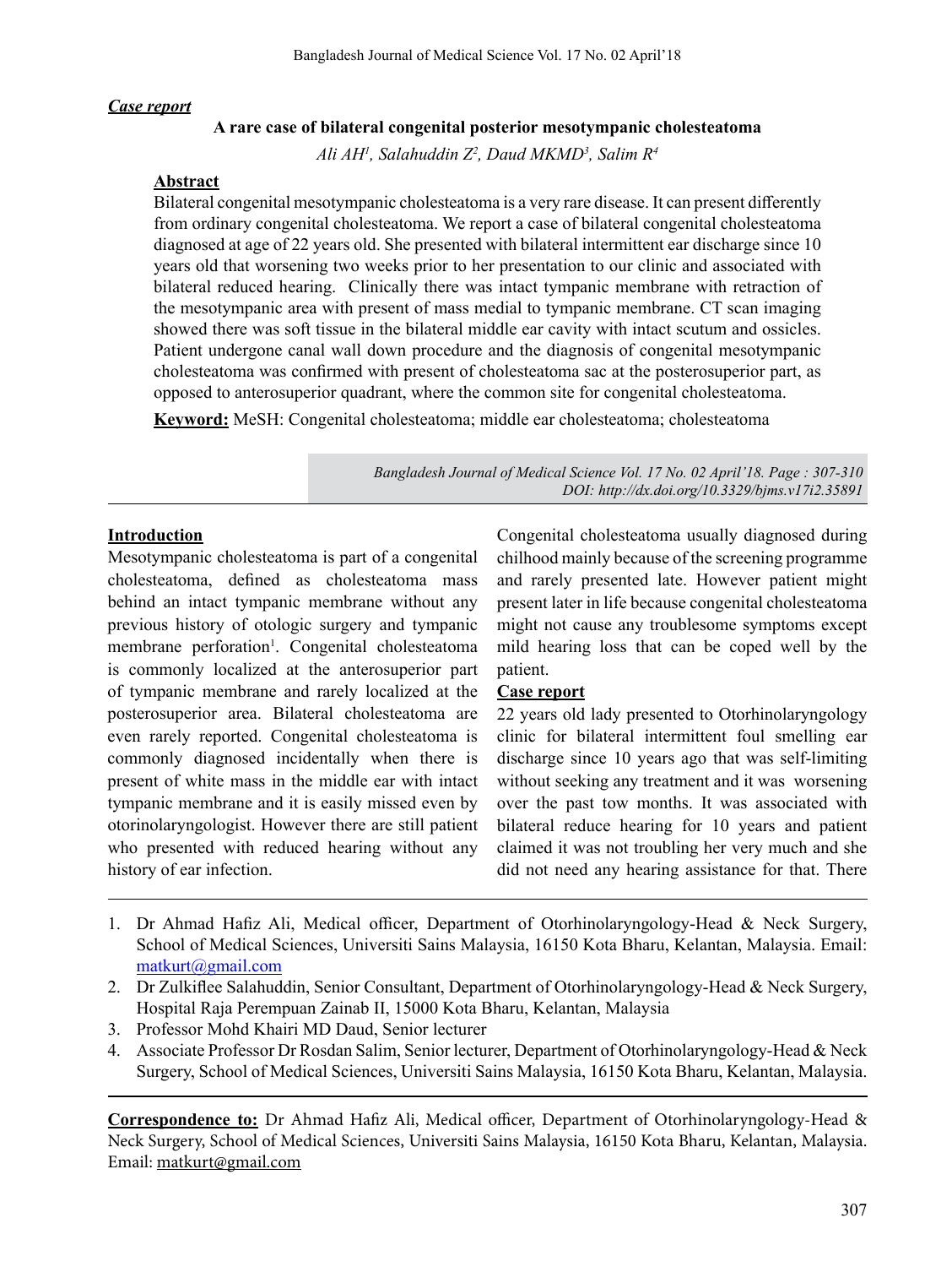***Case report***

# A rare case of bilateral congenital posterior mesotympanic cholesteatoma

*Ali AH[1], Salahuddin Z[2], Daud MKMD[3], Salim R[4]*

## Abstract

Bilateral congenital mesotympanic cholesteatoma is a very rare disease. It can present differently from ordinary congenital cholesteatoma. We report a case of bilateral congenital cholesteatoma diagnosed at age of 22 years old. She presented with bilateral intermittent ear discharge since 10 years old that worsening two weeks prior to her presentation to our clinic and associated with bilateral reduced hearing. Clinically there was intact tympanic membrane with retraction of the mesotympanic area with present of mass medial to tympanic membrane. CT scan imaging showed there was soft tissue in the bilateral middle ear cavity with intact scutum and ossicles. Patient undergone canal wall down procedure and the diagnosis of congenital mesotympanic cholesteatoma was confirmed with present of cholesteatoma sac at the posterosuperior part, as opposed to anterosuperior quadrant, where the common site for congenital cholesteatoma.

**Keyword:** MeSH: Congenital cholesteatoma; middle ear cholesteatoma; cholesteatoma

*DOI: http://dx.doi.org/10.3329/bjms.v17i2.35891*

## Introduction

Mesotympanic cholesteatoma is part of a congenital cholesteatoma, defined as cholesteatoma mass behind an intact tympanic membrane without any previous history of otologic surgery and tympanic membrane perforation[1]. Congenital cholesteatoma is commonly localized at the anterosuperior part of tympanic membrane and rarely localized at the posterosuperior area. Bilateral cholesteatoma are even rarely reported. Congenital cholesteatoma is commonly diagnosed incidentally when there is present of white mass in the middle ear with intact tympanic membrane and it is easily missed even by otorinolaryngologist. However there are still patient who presented with reduced hearing without any history of ear infection.

Congenital cholesteatoma usually diagnosed during chilhood mainly because of the screening programme and rarely presented late. However patient might present later in life because congenital cholesteatoma might not cause any troublesome symptoms except mild hearing loss that can be coped well by the patient.

## Case report

22 years old lady presented to Otorhinolaryngology clinic for bilateral intermittent foul smelling ear discharge since 10 years ago that was self-limiting without seeking any treatment and it was worsening over the past tow months. It was associated with bilateral reduce hearing for 10 years and patient claimed it was not troubling her very much and she did not need any hearing assistance for that. There

---

1. Dr Ahmad Hafiz Ali, Medical officer, Department of Otorhinolaryngology-Head & Neck Surgery, School of Medical Sciences, Universiti Sains Malaysia, 16150 Kota Bharu, Kelantan, Malaysia. Email: matkurt@gmail.com
2. Dr Zulkiflee Salahuddin, Senior Consultant, Department of Otorhinolaryngology-Head & Neck Surgery, Hospital Raja Perempuan Zainab II, 15000 Kota Bharu, Kelantan, Malaysia
3. Professor Mohd Khairi MD Daud, Senior lecturer
4. Associate Professor Dr Rosdan Salim, Senior lecturer, Department of Otorhinolaryngology-Head & Neck Surgery, School of Medical Sciences, Universiti Sains Malaysia, 16150 Kota Bharu, Kelantan, Malaysia.

**Correspondence to:** Dr Ahmad Hafiz Ali, Medical officer, Department of Otorhinolaryngology-Head & Neck Surgery, School of Medical Sciences, Universiti Sains Malaysia, 16150 Kota Bharu, Kelantan, Malaysia. Email: matkurt@gmail.com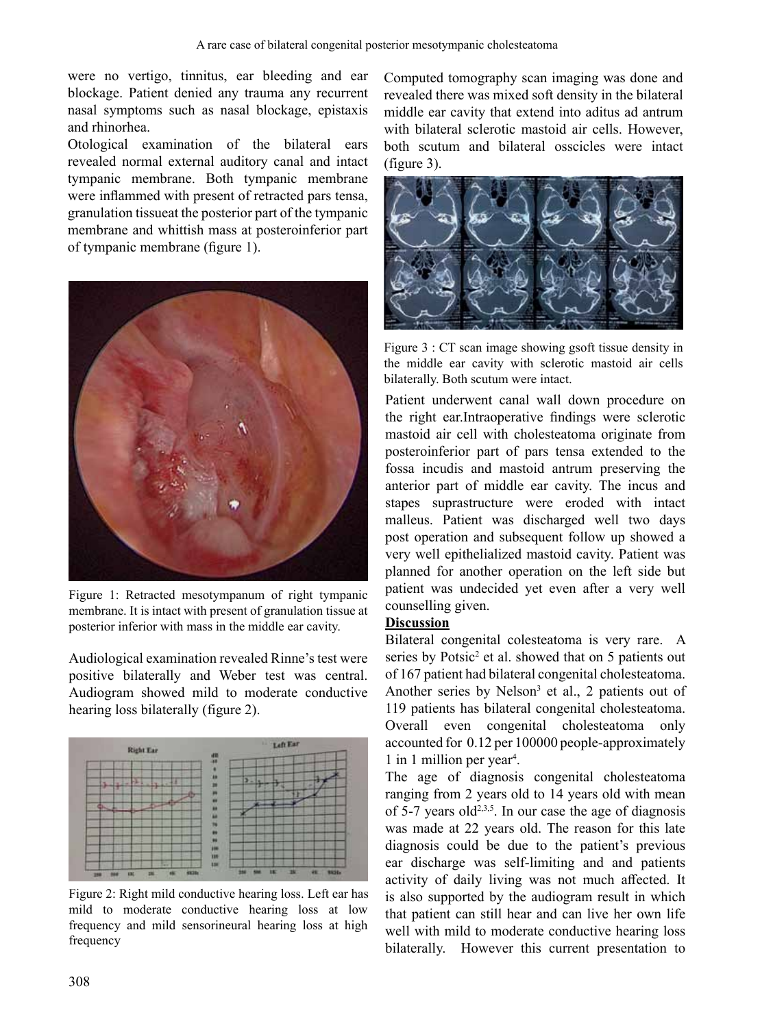were no vertigo, tinnitus, ear bleeding and ear blockage. Patient denied any trauma any recurrent nasal symptoms such as nasal blockage, epistaxis and rhinorhea.

Otological examination of the bilateral ears revealed normal external auditory canal and intact tympanic membrane. Both tympanic membrane were inflammed with present of retracted pars tensa, granulation tissueat the posterior part of the tympanic membrane and whittish mass at posteroinferior part of tympanic membrane (figure 1).

Figure 1: Retracted mesotympanum of right tympanic membrane. It is intact with present of granulation tissue at posterior inferior with mass in the middle ear cavity.

Audiological examination revealed Rinne's test were positive bilaterally and Weber test was central. Audiogram showed mild to moderate conductive hearing loss bilaterally (figure 2).

Figure 2: Right mild conductive hearing loss. Left ear has mild to moderate conductive hearing loss at low frequency and mild sensorineural hearing loss at high frequency

Computed tomography scan imaging was done and revealed there was mixed soft density in the bilateral middle ear cavity that extend into aditus ad antrum with bilateral sclerotic mastoid air cells. However, both scutum and bilateral osscicles were intact (figure 3).

Figure 3 : CT scan image showing gsoft tissue density in the middle ear cavity with sclerotic mastoid air cells bilaterally. Both scutum were intact.

Patient underwent canal wall down procedure on the right ear.Intraoperative findings were sclerotic mastoid air cell with cholesteatoma originate from posteroinferior part of pars tensa extended to the fossa incudis and mastoid antrum preserving the anterior part of middle ear cavity. The incus and stapes suprastructure were eroded with intact malleus. Patient was discharged well two days post operation and subsequent follow up showed a very well epithelialized mastoid cavity. Patient was planned for another operation on the left side but patient was undecided yet even after a very well counselling given.

**Discussion**

Bilateral congenital colesteatoma is very rare. A series by Potsic[2] et al. showed that on 5 patients out of 167 patient had bilateral congenital cholesteatoma. Another series by Nelson[3] et al., 2 patients out of 119 patients has bilateral congenital cholesteatoma. Overall even congenital cholesteatoma only accounted for 0.12 per 100000 people-approximately 1 in 1 million per year[4].

The age of diagnosis congenital cholesteatoma ranging from 2 years old to 14 years old with mean of 5-7 years old[2,3,5]. In our case the age of diagnosis was made at 22 years old. The reason for this late diagnosis could be due to the patient's previous ear discharge was self-limiting and and patients activity of daily living was not much affected. It is also supported by the audiogram result in which that patient can still hear and can live her own life well with mild to moderate conductive hearing loss bilaterally. However this current presentation to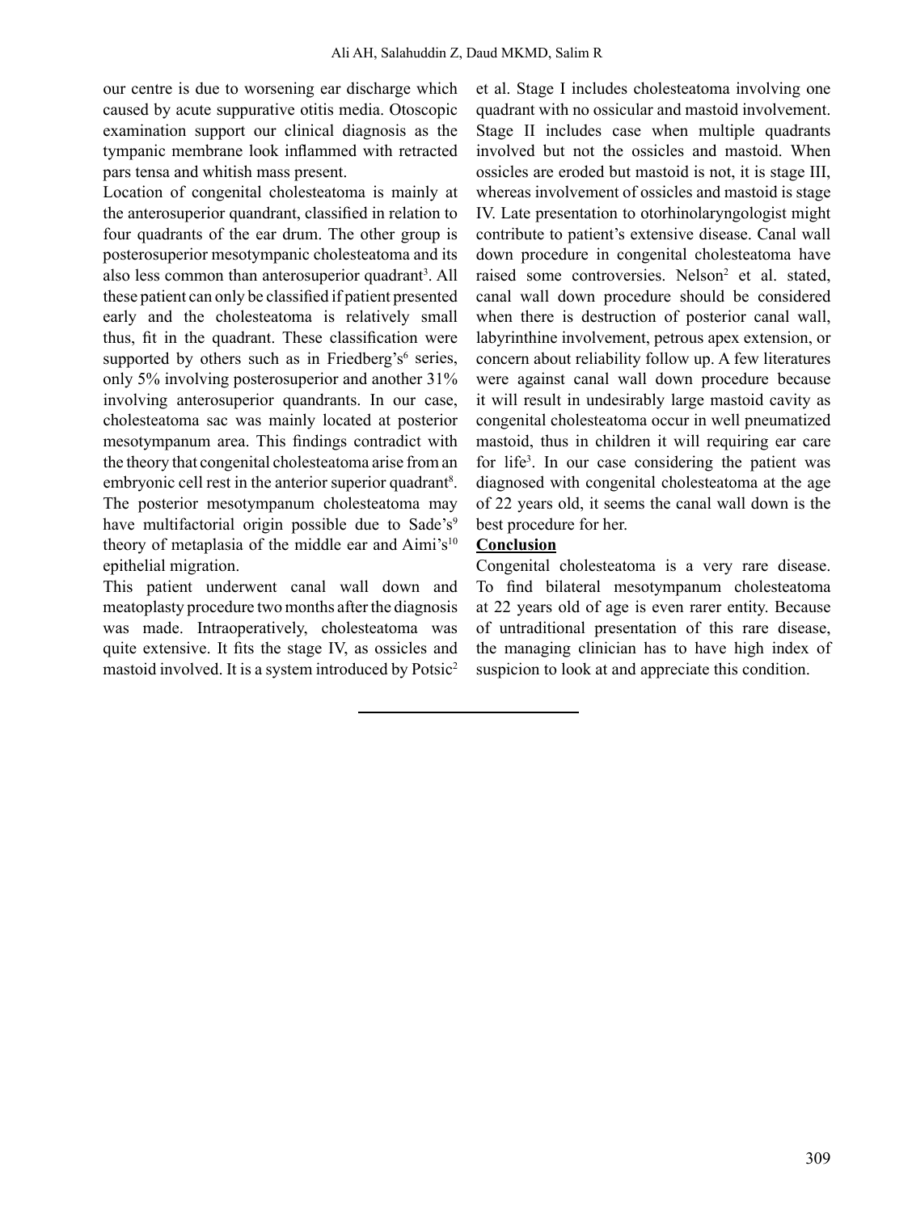our centre is due to worsening ear discharge which caused by acute suppurative otitis media. Otoscopic examination support our clinical diagnosis as the tympanic membrane look inflammed with retracted pars tensa and whitish mass present.

Location of congenital cholesteatoma is mainly at the anterosuperior quadrant, classified in relation to four quadrants of the ear drum. The other group is posterosuperior mesotympanic cholesteatoma and its also less common than anterosuperior quadrant[3]. All these patient can only be classified if patient presented early and the cholesteatoma is relatively small thus, fit in the quadrant. These classification were supported by others such as in Friedberg's[6] series, only 5% involving posterosuperior and another 31% involving anterosuperior quandrants. In our case, cholesteatoma sac was mainly located at posterior mesotympanum area. This findings contradict with the theory that congenital cholesteatoma arise from an embryonic cell rest in the anterior superior quadrant[8]. The posterior mesotympanum cholesteatoma may have multifactorial origin possible due to Sade's[9] theory of metaplasia of the middle ear and Aimi's[10] epithelial migration.

This patient underwent canal wall down and meatoplasty procedure two months after the diagnosis was made. Intraoperatively, cholesteatoma was quite extensive. It fits the stage IV, as ossicles and mastoid involved. It is a system introduced by Potsic[2] et al. Stage I includes cholesteatoma involving one quadrant with no ossicular and mastoid involvement. Stage II includes case when multiple quadrants involved but not the ossicles and mastoid. When ossicles are eroded but mastoid is not, it is stage III, whereas involvement of ossicles and mastoid is stage IV. Late presentation to otorhinolaryngologist might contribute to patient's extensive disease. Canal wall down procedure in congenital cholesteatoma have raised some controversies. Nelson[2] et al. stated, canal wall down procedure should be considered when there is destruction of posterior canal wall, labyrinthine involvement, petrous apex extension, or concern about reliability follow up. A few literatures were against canal wall down procedure because it will result in undesirably large mastoid cavity as congenital cholesteatoma occur in well pneumatized mastoid, thus in children it will requiring ear care for life[3]. In our case considering the patient was diagnosed with congenital cholesteatoma at the age of 22 years old, it seems the canal wall down is the best procedure for her.

## Conclusion

Congenital cholesteatoma is a very rare disease. To find bilateral mesotympanum cholesteatoma at 22 years old of age is even rarer entity. Because of untraditional presentation of this rare disease, the managing clinician has to have high index of suspicion to look at and appreciate this condition.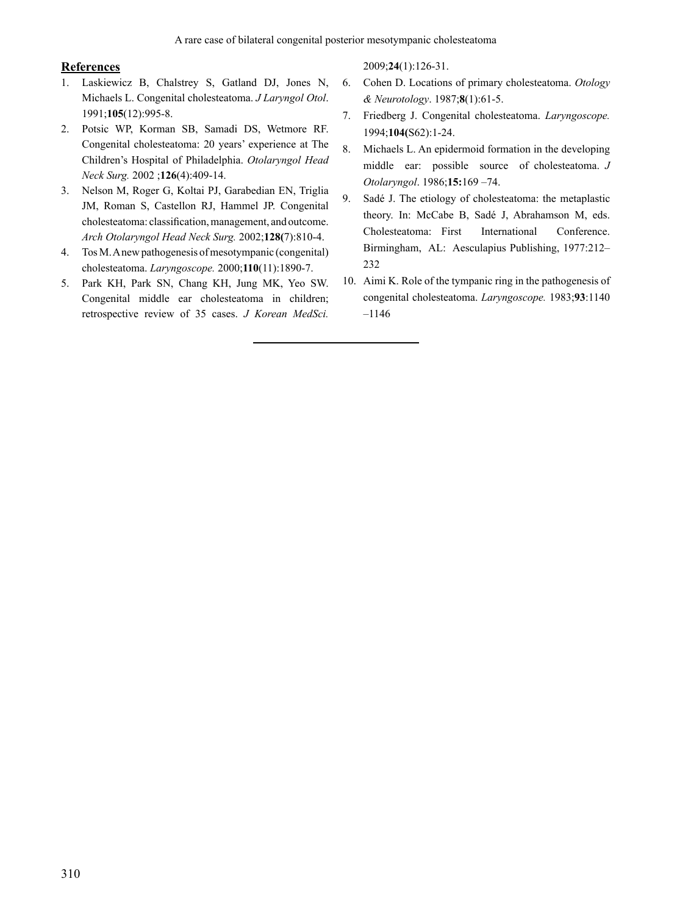## References

1. Laskiewicz B, Chalstrey S, Gatland DJ, Jones N, Michaels L. Congenital cholesteatoma. *J Laryngol Otol*. 1991;**105**(12):995-8.
2. Potsic WP, Korman SB, Samadi DS, Wetmore RF. Congenital cholesteatoma: 20 years' experience at The Children's Hospital of Philadelphia. *Otolaryngol Head Neck Surg.* 2002 ;**126**(4):409-14.
3. Nelson M, Roger G, Koltai PJ, Garabedian EN, Triglia JM, Roman S, Castellon RJ, Hammel JP. Congenital cholesteatoma: classification, management, and outcome. *Arch Otolaryngol Head Neck Surg.* 2002;**128(**7):810-4.
4. Tos M. A new pathogenesis of mesotympanic (congenital) cholesteatoma. *Laryngoscope.* 2000;**110**(11):1890-7.
5. Park KH, Park SN, Chang KH, Jung MK, Yeo SW. Congenital middle ear cholesteatoma in children; retrospective review of 35 cases. *J Korean MedSci.* 2009;**24**(1):126-31.
6. Cohen D. Locations of primary cholesteatoma. *Otology & Neurotology*. 1987;**8**(1):61-5.
7. Friedberg J. Congenital cholesteatoma. *Laryngoscope.* 1994;**104(**S62):1-24.
8. Michaels L. An epidermoid formation in the developing middle ear: possible source of cholesteatoma. *J Otolaryngol*. 1986;**15:**169 –74.
9. Sadé J. The etiology of cholesteatoma: the metaplastic theory. In: McCabe B, Sadé J, Abrahamson M, eds. Cholesteatoma: First International Conference. Birmingham, AL: Aesculapius Publishing, 1977:212–232
10. Aimi K. Role of the tympanic ring in the pathogenesis of congenital cholesteatoma. *Laryngoscope.* 1983;**93**:1140 –1146